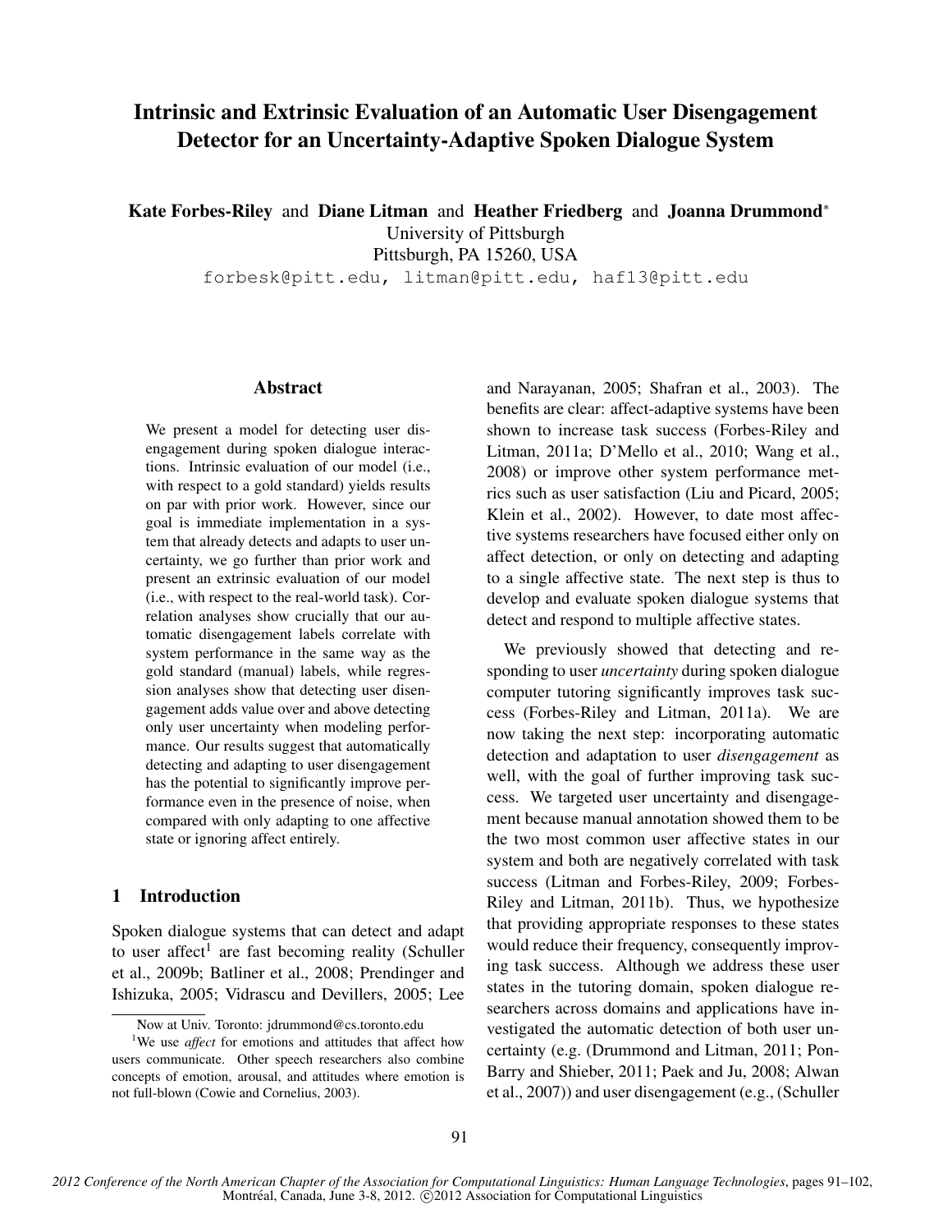# Intrinsic and Extrinsic Evaluation of an Automatic User Disengagement Detector for an Uncertainty-Adaptive Spoken Dialogue System

**Kate Forbes-Riley** and **Diane Litman** and **Heather Friedberg** and **Joanna Drummond**[*]

University of Pittsburgh
Pittsburgh, PA 15260, USA

forbesk@pitt.edu, litman@pitt.edu, haf13@pitt.edu

## Abstract

We present a model for detecting user disengagement during spoken dialogue interactions. Intrinsic evaluation of our model (i.e., with respect to a gold standard) yields results on par with prior work. However, since our goal is immediate implementation in a system that already detects and adapts to user uncertainty, we go further than prior work and present an extrinsic evaluation of our model (i.e., with respect to the real-world task). Correlation analyses show crucially that our automatic disengagement labels correlate with system performance in the same way as the gold standard (manual) labels, while regression analyses show that detecting user disengagement adds value over and above detecting only user uncertainty when modeling performance. Our results suggest that automatically detecting and adapting to user disengagement has the potential to significantly improve performance even in the presence of noise, when compared with only adapting to one affective state or ignoring affect entirely.

## 1 Introduction

Spoken dialogue systems that can detect and adapt to user affect[1] are fast becoming reality (Schuller et al., 2009b; Batliner et al., 2008; Prendinger and Ishizuka, 2005; Vidrascu and Devillers, 2005; Lee and Narayanan, 2005; Shafran et al., 2003). The benefits are clear: affect-adaptive systems have been shown to increase task success (Forbes-Riley and Litman, 2011a; D'Mello et al., 2010; Wang et al., 2008) or improve other system performance metrics such as user satisfaction (Liu and Picard, 2005; Klein et al., 2002). However, to date most affective systems researchers have focused either only on affect detection, or only on detecting and adapting to a single affective state. The next step is thus to develop and evaluate spoken dialogue systems that detect and respond to multiple affective states.

We previously showed that detecting and responding to user *uncertainty* during spoken dialogue computer tutoring significantly improves task success (Forbes-Riley and Litman, 2011a). We are now taking the next step: incorporating automatic detection and adaptation to user *disengagement* as well, with the goal of further improving task success. We targeted user uncertainty and disengagement because manual annotation showed them to be the two most common user affective states in our system and both are negatively correlated with task success (Litman and Forbes-Riley, 2009; Forbes-Riley and Litman, 2011b). Thus, we hypothesize that providing appropriate responses to these states would reduce their frequency, consequently improving task success. Although we address these user states in the tutoring domain, spoken dialogue researchers across domains and applications have investigated the automatic detection of both user uncertainty (e.g. (Drummond and Litman, 2011; Pon-Barry and Shieber, 2011; Paek and Ju, 2008; Alwan et al., 2007)) and user disengagement (e.g., (Schuller

[*] Now at Univ. Toronto: jdrummond@cs.toronto.edu

[1] We use *affect* for emotions and attitudes that affect how users communicate. Other speech researchers also combine concepts of emotion, arousal, and attitudes where emotion is not full-blown (Cowie and Cornelius, 2003).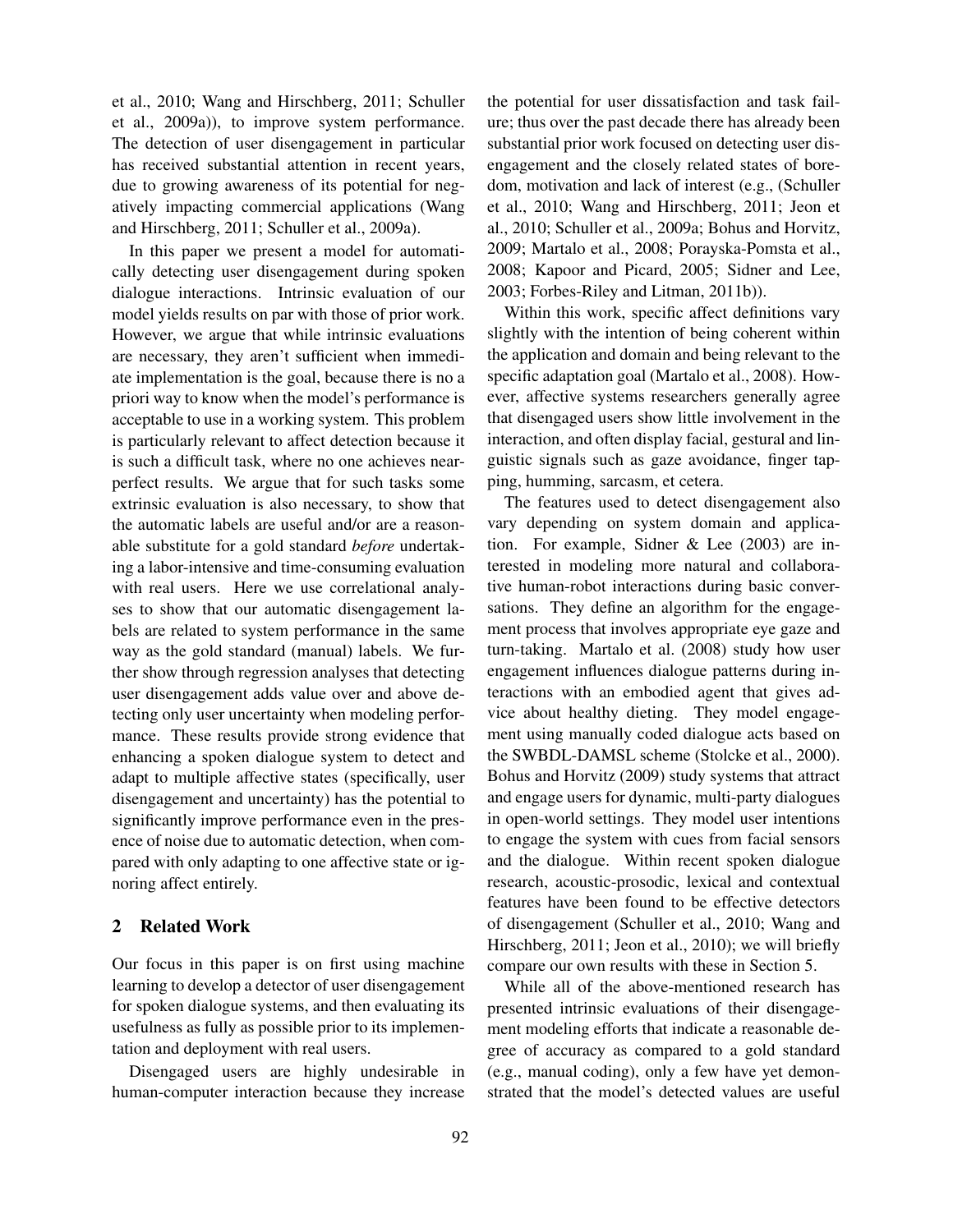et al., 2010; Wang and Hirschberg, 2011; Schuller et al., 2009a)), to improve system performance. The detection of user disengagement in particular has received substantial attention in recent years, due to growing awareness of its potential for negatively impacting commercial applications (Wang and Hirschberg, 2011; Schuller et al., 2009a).

In this paper we present a model for automatically detecting user disengagement during spoken dialogue interactions. Intrinsic evaluation of our model yields results on par with those of prior work. However, we argue that while intrinsic evaluations are necessary, they aren't sufficient when immediate implementation is the goal, because there is no a priori way to know when the model's performance is acceptable to use in a working system. This problem is particularly relevant to affect detection because it is such a difficult task, where no one achieves near-perfect results. We argue that for such tasks some extrinsic evaluation is also necessary, to show that the automatic labels are useful and/or are a reasonable substitute for a gold standard *before* undertaking a labor-intensive and time-consuming evaluation with real users. Here we use correlational analyses to show that our automatic disengagement labels are related to system performance in the same way as the gold standard (manual) labels. We further show through regression analyses that detecting user disengagement adds value over and above detecting only user uncertainty when modeling performance. These results provide strong evidence that enhancing a spoken dialogue system to detect and adapt to multiple affective states (specifically, user disengagement and uncertainty) has the potential to significantly improve performance even in the presence of noise due to automatic detection, when compared with only adapting to one affective state or ignoring affect entirely.

## 2 Related Work

Our focus in this paper is on first using machine learning to develop a detector of user disengagement for spoken dialogue systems, and then evaluating its usefulness as fully as possible prior to its implementation and deployment with real users.

Disengaged users are highly undesirable in human-computer interaction because they increase the potential for user dissatisfaction and task failure; thus over the past decade there has already been substantial prior work focused on detecting user disengagement and the closely related states of boredom, motivation and lack of interest (e.g., (Schuller et al., 2010; Wang and Hirschberg, 2011; Jeon et al., 2010; Schuller et al., 2009a; Bohus and Horvitz, 2009; Martalo et al., 2008; Porayska-Pomsta et al., 2008; Kapoor and Picard, 2005; Sidner and Lee, 2003; Forbes-Riley and Litman, 2011b)).

Within this work, specific affect definitions vary slightly with the intention of being coherent within the application and domain and being relevant to the specific adaptation goal (Martalo et al., 2008). However, affective systems researchers generally agree that disengaged users show little involvement in the interaction, and often display facial, gestural and linguistic signals such as gaze avoidance, finger tapping, humming, sarcasm, et cetera.

The features used to detect disengagement also vary depending on system domain and application. For example, Sidner & Lee (2003) are interested in modeling more natural and collaborative human-robot interactions during basic conversations. They define an algorithm for the engagement process that involves appropriate eye gaze and turn-taking. Martalo et al. (2008) study how user engagement influences dialogue patterns during interactions with an embodied agent that gives advice about healthy dieting. They model engagement using manually coded dialogue acts based on the SWBDL-DAMSL scheme (Stolcke et al., 2000). Bohus and Horvitz (2009) study systems that attract and engage users for dynamic, multi-party dialogues in open-world settings. They model user intentions to engage the system with cues from facial sensors and the dialogue. Within recent spoken dialogue research, acoustic-prosodic, lexical and contextual features have been found to be effective detectors of disengagement (Schuller et al., 2010; Wang and Hirschberg, 2011; Jeon et al., 2010); we will briefly compare our own results with these in Section 5.

While all of the above-mentioned research has presented intrinsic evaluations of their disengagement modeling efforts that indicate a reasonable degree of accuracy as compared to a gold standard (e.g., manual coding), only a few have yet demonstrated that the model's detected values are useful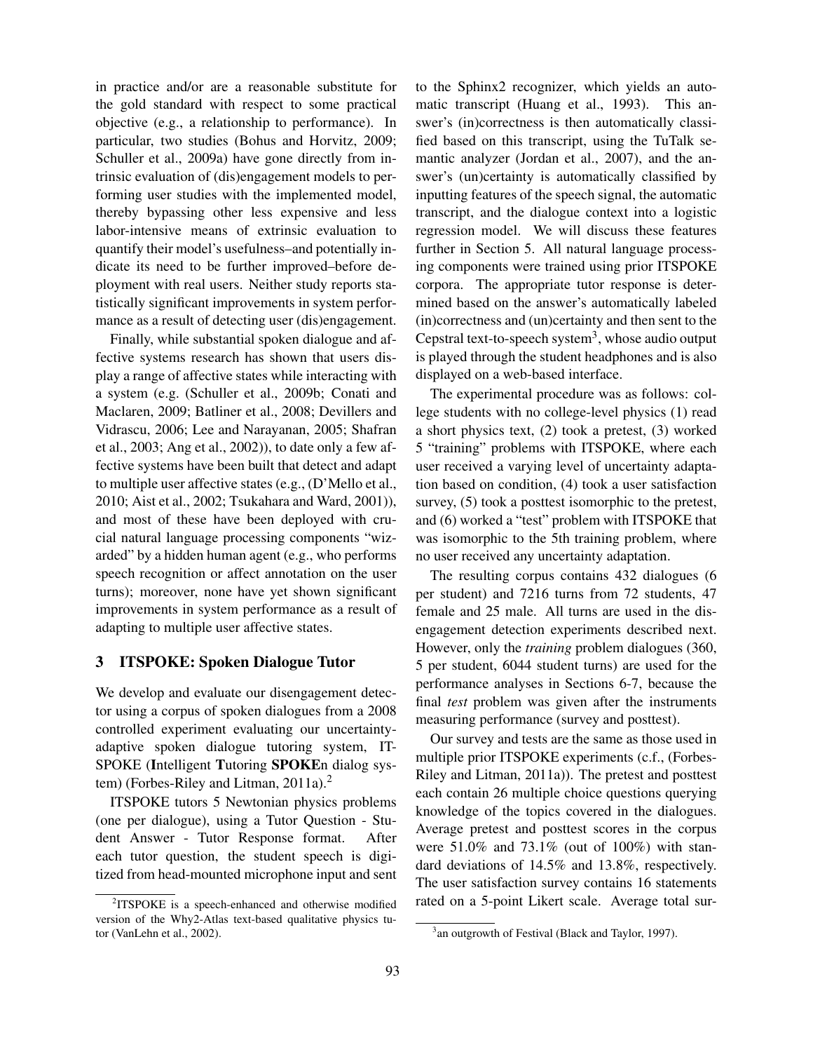in practice and/or are a reasonable substitute for the gold standard with respect to some practical objective (e.g., a relationship to performance). In particular, two studies (Bohus and Horvitz, 2009; Schuller et al., 2009a) have gone directly from intrinsic evaluation of (dis)engagement models to performing user studies with the implemented model, thereby bypassing other less expensive and less labor-intensive means of extrinsic evaluation to quantify their model's usefulness–and potentially indicate its need to be further improved–before deployment with real users. Neither study reports statistically significant improvements in system performance as a result of detecting user (dis)engagement.

Finally, while substantial spoken dialogue and affective systems research has shown that users display a range of affective states while interacting with a system (e.g. (Schuller et al., 2009b; Conati and Maclaren, 2009; Batliner et al., 2008; Devillers and Vidrascu, 2006; Lee and Narayanan, 2005; Shafran et al., 2003; Ang et al., 2002)), to date only a few affective systems have been built that detect and adapt to multiple user affective states (e.g., (D'Mello et al., 2010; Aist et al., 2002; Tsukahara and Ward, 2001)), and most of these have been deployed with crucial natural language processing components "wizarded" by a hidden human agent (e.g., who performs speech recognition or affect annotation on the user turns); moreover, none have yet shown significant improvements in system performance as a result of adapting to multiple user affective states.

## 3 ITSPOKE: Spoken Dialogue Tutor

We develop and evaluate our disengagement detector using a corpus of spoken dialogues from a 2008 controlled experiment evaluating our uncertainty-adaptive spoken dialogue tutoring system, ITSPOKE (**I**ntelligent **T**utoring **SPOKE**n dialog system) (Forbes-Riley and Litman, 2011a).[2]

ITSPOKE tutors 5 Newtonian physics problems (one per dialogue), using a Tutor Question - Student Answer - Tutor Response format. After each tutor question, the student speech is digitized from head-mounted microphone input and sent to the Sphinx2 recognizer, which yields an automatic transcript (Huang et al., 1993). This answer's (in)correctness is then automatically classified based on this transcript, using the TuTalk semantic analyzer (Jordan et al., 2007), and the answer's (un)certainty is automatically classified by inputting features of the speech signal, the automatic transcript, and the dialogue context into a logistic regression model. We will discuss these features further in Section 5. All natural language processing components were trained using prior ITSPOKE corpora. The appropriate tutor response is determined based on the answer's automatically labeled (in)correctness and (un)certainty and then sent to the Cepstral text-to-speech system[3], whose audio output is played through the student headphones and is also displayed on a web-based interface.

The experimental procedure was as follows: college students with no college-level physics (1) read a short physics text, (2) took a pretest, (3) worked 5 "training" problems with ITSPOKE, where each user received a varying level of uncertainty adaptation based on condition, (4) took a user satisfaction survey, (5) took a posttest isomorphic to the pretest, and (6) worked a "test" problem with ITSPOKE that was isomorphic to the 5th training problem, where no user received any uncertainty adaptation.

The resulting corpus contains 432 dialogues (6 per student) and 7216 turns from 72 students, 47 female and 25 male. All turns are used in the disengagement detection experiments described next. However, only the *training* problem dialogues (360, 5 per student, 6044 student turns) are used for the performance analyses in Sections 6-7, because the final *test* problem was given after the instruments measuring performance (survey and posttest).

Our survey and tests are the same as those used in multiple prior ITSPOKE experiments (c.f., (Forbes-Riley and Litman, 2011a)). The pretest and posttest each contain 26 multiple choice questions querying knowledge of the topics covered in the dialogues. Average pretest and posttest scores in the corpus were 51.0% and 73.1% (out of 100%) with standard deviations of 14.5% and 13.8%, respectively. The user satisfaction survey contains 16 statements rated on a 5-point Likert scale. Average total sur-

[2] ITSPOKE is a speech-enhanced and otherwise modified version of the Why2-Atlas text-based qualitative physics tutor (VanLehn et al., 2002).

[3] an outgrowth of Festival (Black and Taylor, 1997).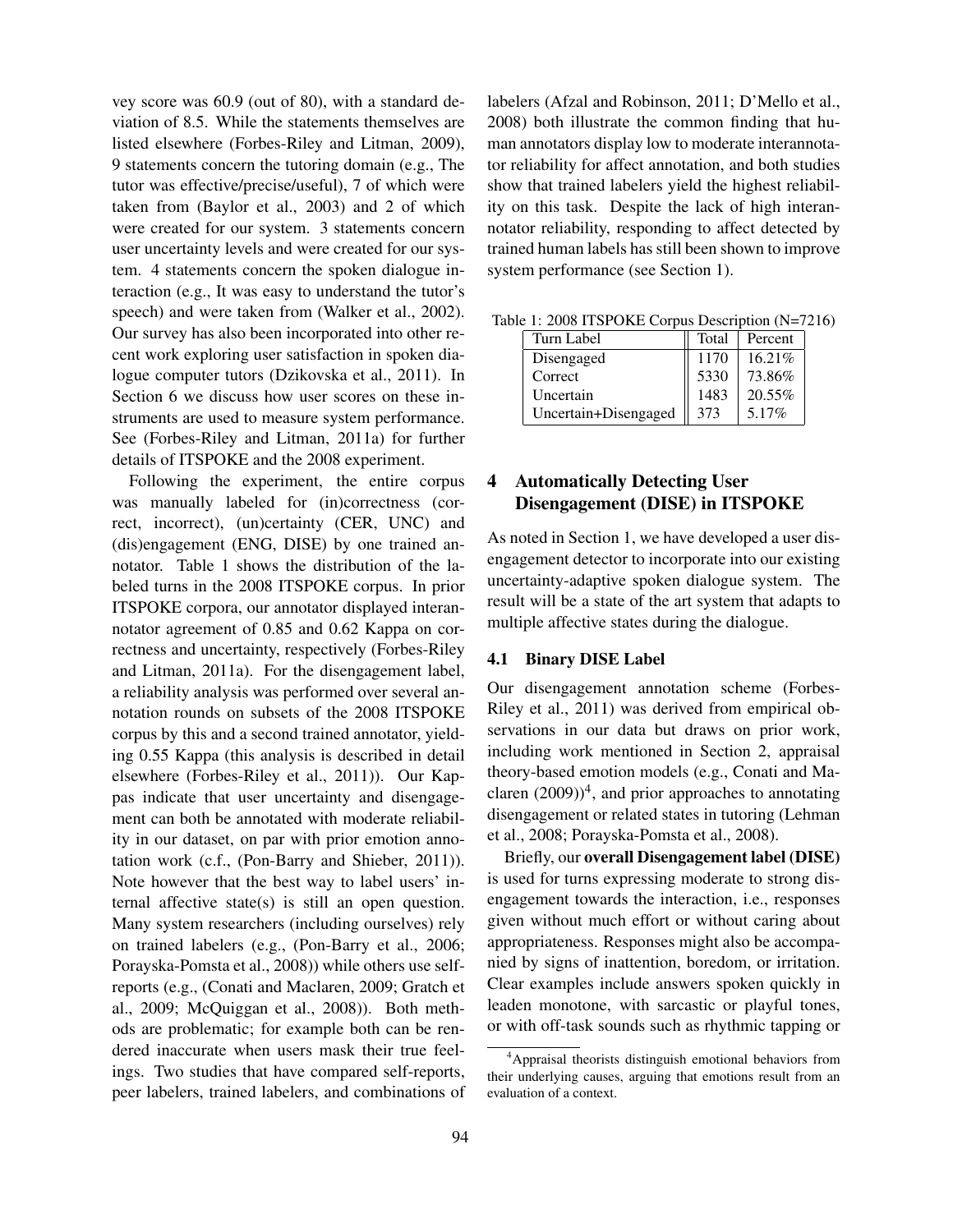vey score was 60.9 (out of 80), with a standard deviation of 8.5. While the statements themselves are listed elsewhere (Forbes-Riley and Litman, 2009), 9 statements concern the tutoring domain (e.g., The tutor was effective/precise/useful), 7 of which were taken from (Baylor et al., 2003) and 2 of which were created for our system. 3 statements concern user uncertainty levels and were created for our system. 4 statements concern the spoken dialogue interaction (e.g., It was easy to understand the tutor's speech) and were taken from (Walker et al., 2002). Our survey has also been incorporated into other recent work exploring user satisfaction in spoken dialogue computer tutors (Dzikovska et al., 2011). In Section 6 we discuss how user scores on these instruments are used to measure system performance. See (Forbes-Riley and Litman, 2011a) for further details of ITSPOKE and the 2008 experiment.

Following the experiment, the entire corpus was manually labeled for (in)correctness (correct, incorrect), (un)certainty (CER, UNC) and (dis)engagement (ENG, DISE) by one trained annotator. Table 1 shows the distribution of the labeled turns in the 2008 ITSPOKE corpus. In prior ITSPOKE corpora, our annotator displayed interannotator agreement of 0.85 and 0.62 Kappa on correctness and uncertainty, respectively (Forbes-Riley and Litman, 2011a). For the disengagement label, a reliability analysis was performed over several annotation rounds on subsets of the 2008 ITSPOKE corpus by this and a second trained annotator, yielding 0.55 Kappa (this analysis is described in detail elsewhere (Forbes-Riley et al., 2011)). Our Kappas indicate that user uncertainty and disengagement can both be annotated with moderate reliability in our dataset, on par with prior emotion annotation work (c.f., (Pon-Barry and Shieber, 2011)). Note however that the best way to label users' internal affective state(s) is still an open question. Many system researchers (including ourselves) rely on trained labelers (e.g., (Pon-Barry et al., 2006; Porayska-Pomsta et al., 2008)) while others use self-reports (e.g., (Conati and Maclaren, 2009; Gratch et al., 2009; McQuiggan et al., 2008)). Both methods are problematic; for example both can be rendered inaccurate when users mask their true feelings. Two studies that have compared self-reports, peer labelers, trained labelers, and combinations of labelers (Afzal and Robinson, 2011; D'Mello et al., 2008) both illustrate the common finding that human annotators display low to moderate interannotator reliability for affect annotation, and both studies show that trained labelers yield the highest reliability on this task. Despite the lack of high interannotator reliability, responding to affect detected by trained human labels has still been shown to improve system performance (see Section 1).

Table 1: 2008 ITSPOKE Corpus Description (N=7216)

| Turn Label | Total | Percent |
|---|---|---|
| Disengaged | 1170 | 16.21% |
| Correct | 5330 | 73.86% |
| Uncertain | 1483 | 20.55% |
| Uncertain+Disengaged | 373 | 5.17% |

## 4 Automatically Detecting User Disengagement (DISE) in ITSPOKE

As noted in Section 1, we have developed a user disengagement detector to incorporate into our existing uncertainty-adaptive spoken dialogue system. The result will be a state of the art system that adapts to multiple affective states during the dialogue.

### 4.1 Binary DISE Label

Our disengagement annotation scheme (Forbes-Riley et al., 2011) was derived from empirical observations in our data but draws on prior work, including work mentioned in Section 2, appraisal theory-based emotion models (e.g., Conati and Maclaren (2009))[4], and prior approaches to annotating disengagement or related states in tutoring (Lehman et al., 2008; Porayska-Pomsta et al., 2008).

Briefly, our **overall Disengagement label (DISE)** is used for turns expressing moderate to strong disengagement towards the interaction, i.e., responses given without much effort or without caring about appropriateness. Responses might also be accompanied by signs of inattention, boredom, or irritation. Clear examples include answers spoken quickly in leaden monotone, with sarcastic or playful tones, or with off-task sounds such as rhythmic tapping or

[4] Appraisal theorists distinguish emotional behaviors from their underlying causes, arguing that emotions result from an evaluation of a context.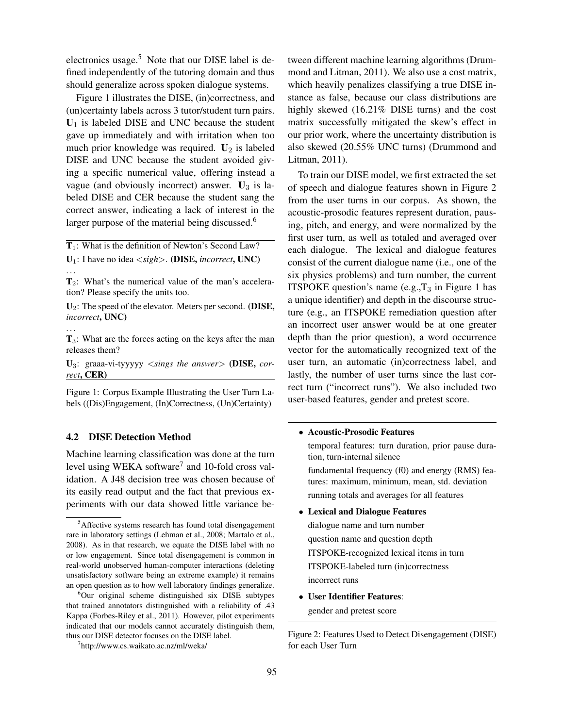electronics usage.[5] Note that our DISE label is defined independently of the tutoring domain and thus should generalize across spoken dialogue systems.

Figure 1 illustrates the DISE, (in)correctness, and (un)certainty labels across 3 tutor/student turn pairs. $\mathbf{U}_1$ is labeled DISE and UNC because the student gave up immediately and with irritation when too much prior knowledge was required. $\mathbf{U}_2$ is labeled DISE and UNC because the student avoided giving a specific numerical value, offering instead a vague (and obviously incorrect) answer. $\mathbf{U}_3$ is labeled DISE and CER because the student sang the correct answer, indicating a lack of interest in the larger purpose of the material being discussed.[6]

---

$\mathbf{T}_1$: What is the definition of Newton's Second Law?

$\mathbf{U}_1$: I have no idea <*sigh*>. **(DISE,** *incorrect*, **UNC)**

...

$\mathbf{T}_2$: What's the numerical value of the man's acceleration? Please specify the units too.

$\mathbf{U}_2$: The speed of the elevator. Meters per second. **(DISE,** *incorrect*, **UNC)**

...

$\mathbf{T}_3$: What are the forces acting on the keys after the man releases them?

$\mathbf{U}_3$: graaa-vi-tyyyyy <*sings the answer*> **(DISE,** *correct*, **CER)**

---

Figure 1: Corpus Example Illustrating the User Turn Labels ((Dis)Engagement, (In)Correctness, (Un)Certainty)

### 4.2 DISE Detection Method

Machine learning classification was done at the turn level using WEKA software[7] and 10-fold cross validation. A J48 decision tree was chosen because of its easily read output and the fact that previous experiments with our data showed little variance between different machine learning algorithms (Drummond and Litman, 2011). We also use a cost matrix, which heavily penalizes classifying a true DISE instance as false, because our class distributions are highly skewed (16.21% DISE turns) and the cost matrix successfully mitigated the skew's effect in our prior work, where the uncertainty distribution is also skewed (20.55% UNC turns) (Drummond and Litman, 2011).

To train our DISE model, we first extracted the set of speech and dialogue features shown in Figure 2 from the user turns in our corpus. As shown, the acoustic-prosodic features represent duration, pausing, pitch, and energy, and were normalized by the first user turn, as well as totaled and averaged over each dialogue. The lexical and dialogue features consist of the current dialogue name (i.e., one of the six physics problems) and turn number, the current ITSPOKE question's name (e.g., $\mathbf{T}_3$ in Figure 1 has a unique identifier) and depth in the discourse structure (e.g., an ITSPOKE remediation question after an incorrect user answer would be at one greater depth than the prior question), a word occurrence vector for the automatically recognized text of the user turn, an automatic (in)correctness label, and lastly, the number of user turns since the last correct turn ("incorrect runs"). We also included two user-based features, gender and pretest score.

---

- **Acoustic-Prosodic Features**

  temporal features: turn duration, prior pause duration, turn-internal silence

  fundamental frequency (f0) and energy (RMS) features: maximum, minimum, mean, std. deviation

  running totals and averages for all features

- **Lexical and Dialogue Features**

  dialogue name and turn number

  question name and question depth

  ITSPOKE-recognized lexical items in turn

  ITSPOKE-labeled turn (in)correctness

  incorrect runs

- **User Identifier Features**:

  gender and pretest score

---

Figure 2: Features Used to Detect Disengagement (DISE) for each User Turn

---

[5] Affective systems research has found total disengagement rare in laboratory settings (Lehman et al., 2008; Martalo et al., 2008). As in that research, we equate the DISE label with no or low engagement. Since total disengagement is common in real-world unobserved human-computer interactions (deleting unsatisfactory software being an extreme example) it remains an open question as to how well laboratory findings generalize.

[6] Our original scheme distinguished six DISE subtypes that trained annotators distinguished with a reliability of .43 Kappa (Forbes-Riley et al., 2011). However, pilot experiments indicated that our models cannot accurately distinguish them, thus our DISE detector focuses on the DISE label.

[7] http://www.cs.waikato.ac.nz/ml/weka/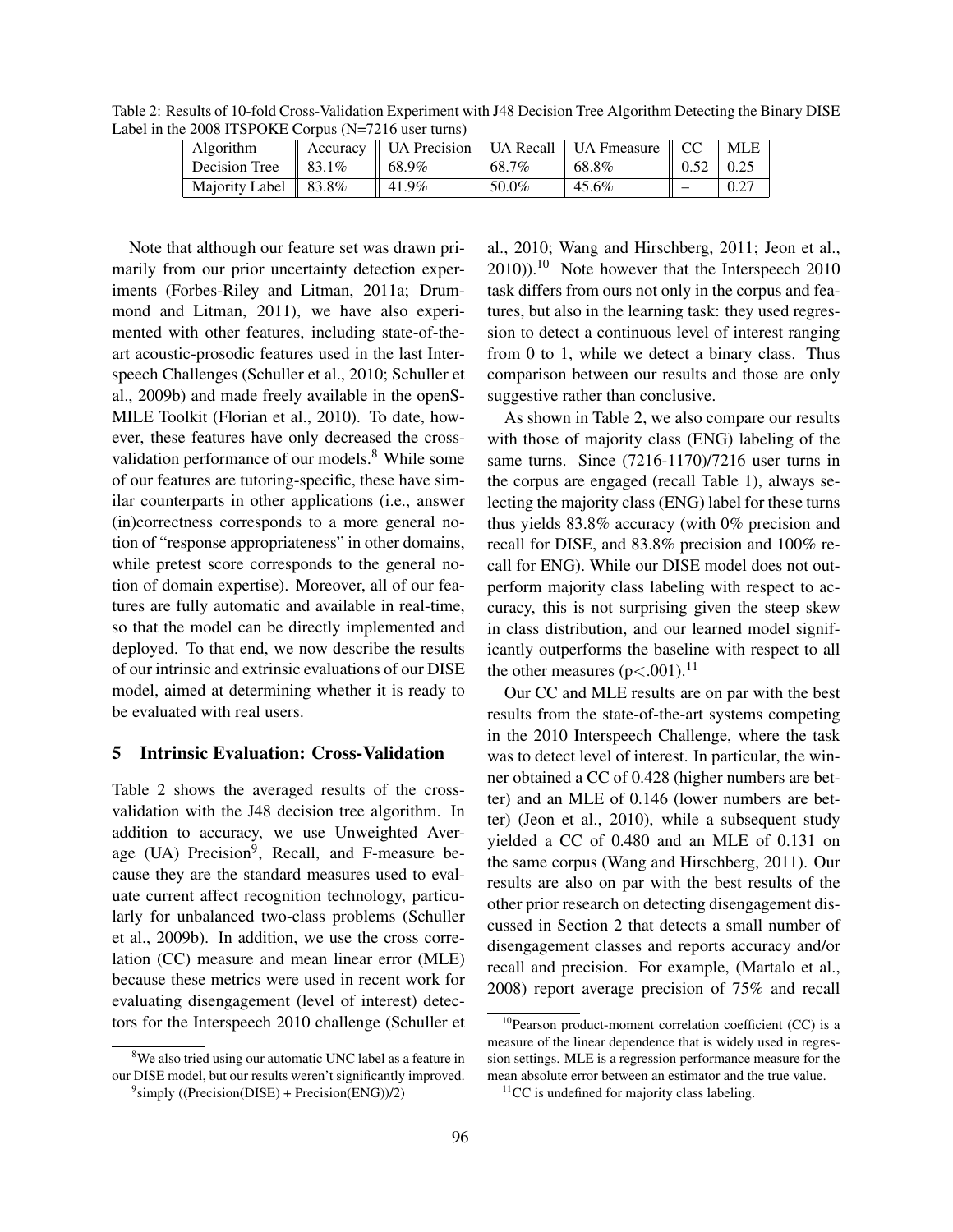Table 2: Results of 10-fold Cross-Validation Experiment with J48 Decision Tree Algorithm Detecting the Binary DISE Label in the 2008 ITSPOKE Corpus (N=7216 user turns)

| Algorithm | Accuracy | UA Precision | UA Recall | UA Fmeasure | CC | MLE |
|---|---|---|---|---|---|---|
| Decision Tree | 83.1% | 68.9% | 68.7% | 68.8% | 0.52 | 0.25 |
| Majority Label | 83.8% | 41.9% | 50.0% | 45.6% | – | 0.27 |

Note that although our feature set was drawn primarily from our prior uncertainty detection experiments (Forbes-Riley and Litman, 2011a; Drummond and Litman, 2011), we have also experimented with other features, including state-of-the-art acoustic-prosodic features used in the last Interspeech Challenges (Schuller et al., 2010; Schuller et al., 2009b) and made freely available in the openSMILE Toolkit (Florian et al., 2010). To date, however, these features have only decreased the cross-validation performance of our models.[8] While some of our features are tutoring-specific, these have similar counterparts in other applications (i.e., answer (in)correctness corresponds to a more general notion of "response appropriateness" in other domains, while pretest score corresponds to the general notion of domain expertise). Moreover, all of our features are fully automatic and available in real-time, so that the model can be directly implemented and deployed. To that end, we now describe the results of our intrinsic and extrinsic evaluations of our DISE model, aimed at determining whether it is ready to be evaluated with real users.

## 5 Intrinsic Evaluation: Cross-Validation

Table 2 shows the averaged results of the cross-validation with the J48 decision tree algorithm. In addition to accuracy, we use Unweighted Average (UA) Precision[9], Recall, and F-measure because they are the standard measures used to evaluate current affect recognition technology, particularly for unbalanced two-class problems (Schuller et al., 2009b). In addition, we use the cross correlation (CC) measure and mean linear error (MLE) because these metrics were used in recent work for evaluating disengagement (level of interest) detectors for the Interspeech 2010 challenge (Schuller et al., 2010; Wang and Hirschberg, 2011; Jeon et al., 2010)).[10] Note however that the Interspeech 2010 task differs from ours not only in the corpus and features, but also in the learning task: they used regression to detect a continuous level of interest ranging from 0 to 1, while we detect a binary class. Thus comparison between our results and those are only suggestive rather than conclusive.

As shown in Table 2, we also compare our results with those of majority class (ENG) labeling of the same turns. Since (7216-1170)/7216 user turns in the corpus are engaged (recall Table 1), always selecting the majority class (ENG) label for these turns thus yields 83.8% accuracy (with 0% precision and recall for DISE, and 83.8% precision and 100% recall for ENG). While our DISE model does not outperform majority class labeling with respect to accuracy, this is not surprising given the steep skew in class distribution, and our learned model significantly outperforms the baseline with respect to all the other measures ($p<.001$).[11]

Our CC and MLE results are on par with the best results from the state-of-the-art systems competing in the 2010 Interspeech Challenge, where the task was to detect level of interest. In particular, the winner obtained a CC of 0.428 (higher numbers are better) and an MLE of 0.146 (lower numbers are better) (Jeon et al., 2010), while a subsequent study yielded a CC of 0.480 and an MLE of 0.131 on the same corpus (Wang and Hirschberg, 2011). Our results are also on par with the best results of the other prior research on detecting disengagement discussed in Section 2 that detects a small number of disengagement classes and reports accuracy and/or recall and precision. For example, (Martalo et al., 2008) report average precision of 75% and recall

[8] We also tried using our automatic UNC label as a feature in our DISE model, but our results weren't significantly improved.

[9] simply ((Precision(DISE) + Precision(ENG))/2)

[10] Pearson product-moment correlation coefficient (CC) is a measure of the linear dependence that is widely used in regression settings. MLE is a regression performance measure for the mean absolute error between an estimator and the true value.

[11] CC is undefined for majority class labeling.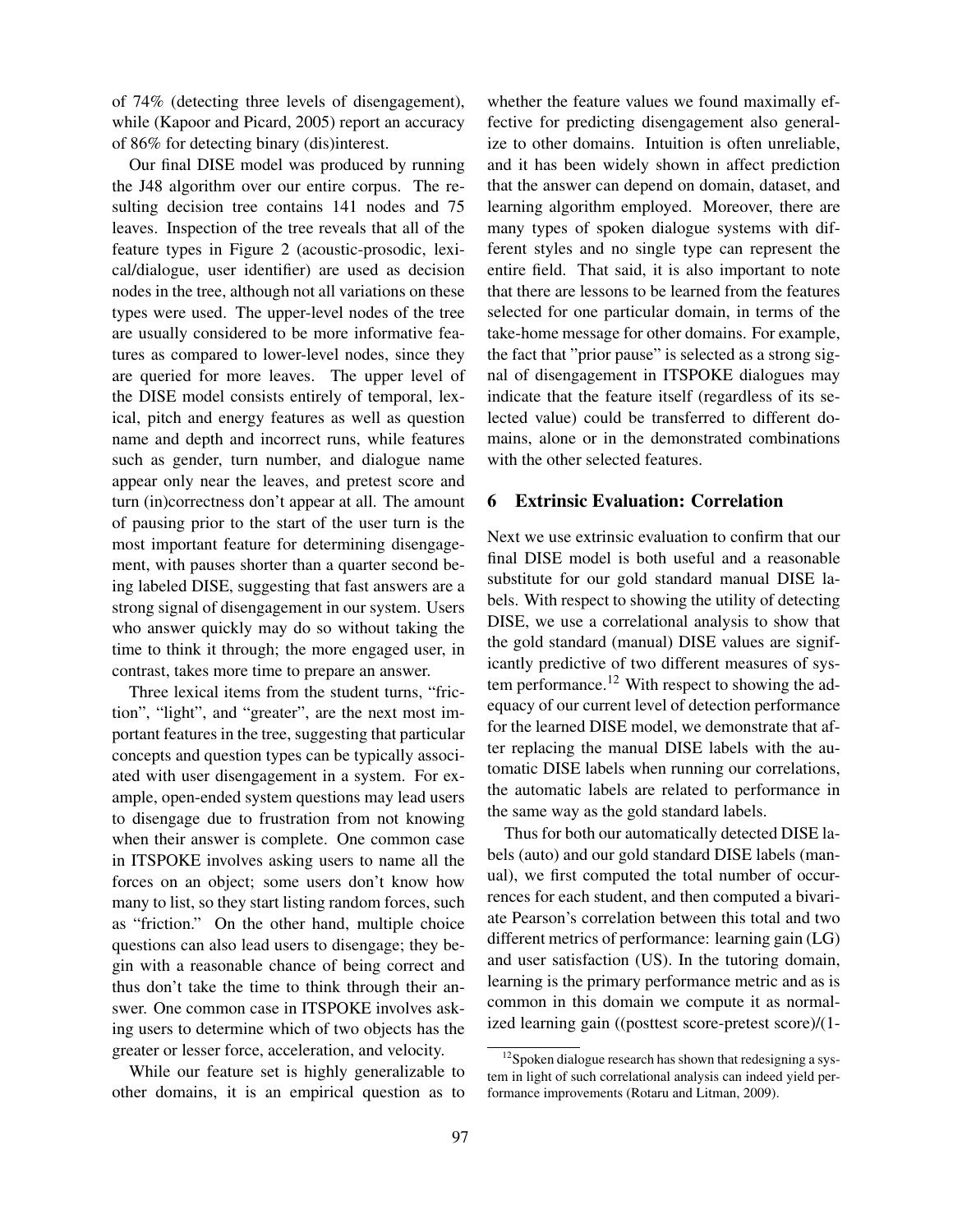of 74% (detecting three levels of disengagement), while (Kapoor and Picard, 2005) report an accuracy of 86% for detecting binary (dis)interest.

Our final DISE model was produced by running the J48 algorithm over our entire corpus. The resulting decision tree contains 141 nodes and 75 leaves. Inspection of the tree reveals that all of the feature types in Figure 2 (acoustic-prosodic, lexical/dialogue, user identifier) are used as decision nodes in the tree, although not all variations on these types were used. The upper-level nodes of the tree are usually considered to be more informative features as compared to lower-level nodes, since they are queried for more leaves. The upper level of the DISE model consists entirely of temporal, lexical, pitch and energy features as well as question name and depth and incorrect runs, while features such as gender, turn number, and dialogue name appear only near the leaves, and pretest score and turn (in)correctness don't appear at all. The amount of pausing prior to the start of the user turn is the most important feature for determining disengagement, with pauses shorter than a quarter second being labeled DISE, suggesting that fast answers are a strong signal of disengagement in our system. Users who answer quickly may do so without taking the time to think it through; the more engaged user, in contrast, takes more time to prepare an answer.

Three lexical items from the student turns, "friction", "light", and "greater", are the next most important features in the tree, suggesting that particular concepts and question types can be typically associated with user disengagement in a system. For example, open-ended system questions may lead users to disengage due to frustration from not knowing when their answer is complete. One common case in ITSPOKE involves asking users to name all the forces on an object; some users don't know how many to list, so they start listing random forces, such as "friction." On the other hand, multiple choice questions can also lead users to disengage; they begin with a reasonable chance of being correct and thus don't take the time to think through their answer. One common case in ITSPOKE involves asking users to determine which of two objects has the greater or lesser force, acceleration, and velocity.

While our feature set is highly generalizable to other domains, it is an empirical question as to whether the feature values we found maximally effective for predicting disengagement also generalize to other domains. Intuition is often unreliable, and it has been widely shown in affect prediction that the answer can depend on domain, dataset, and learning algorithm employed. Moreover, there are many types of spoken dialogue systems with different styles and no single type can represent the entire field. That said, it is also important to note that there are lessons to be learned from the features selected for one particular domain, in terms of the take-home message for other domains. For example, the fact that "prior pause" is selected as a strong signal of disengagement in ITSPOKE dialogues may indicate that the feature itself (regardless of its selected value) could be transferred to different domains, alone or in the demonstrated combinations with the other selected features.

## 6 Extrinsic Evaluation: Correlation

Next we use extrinsic evaluation to confirm that our final DISE model is both useful and a reasonable substitute for our gold standard manual DISE labels. With respect to showing the utility of detecting DISE, we use a correlational analysis to show that the gold standard (manual) DISE values are significantly predictive of two different measures of system performance.[12] With respect to showing the adequacy of our current level of detection performance for the learned DISE model, we demonstrate that after replacing the manual DISE labels with the automatic DISE labels when running our correlations, the automatic labels are related to performance in the same way as the gold standard labels.

Thus for both our automatically detected DISE labels (auto) and our gold standard DISE labels (manual), we first computed the total number of occurrences for each student, and then computed a bivariate Pearson's correlation between this total and two different metrics of performance: learning gain (LG) and user satisfaction (US). In the tutoring domain, learning is the primary performance metric and as is common in this domain we compute it as normalized learning gain ((posttest score-pretest score)/(1-

[12] Spoken dialogue research has shown that redesigning a system in light of such correlational analysis can indeed yield performance improvements (Rotaru and Litman, 2009).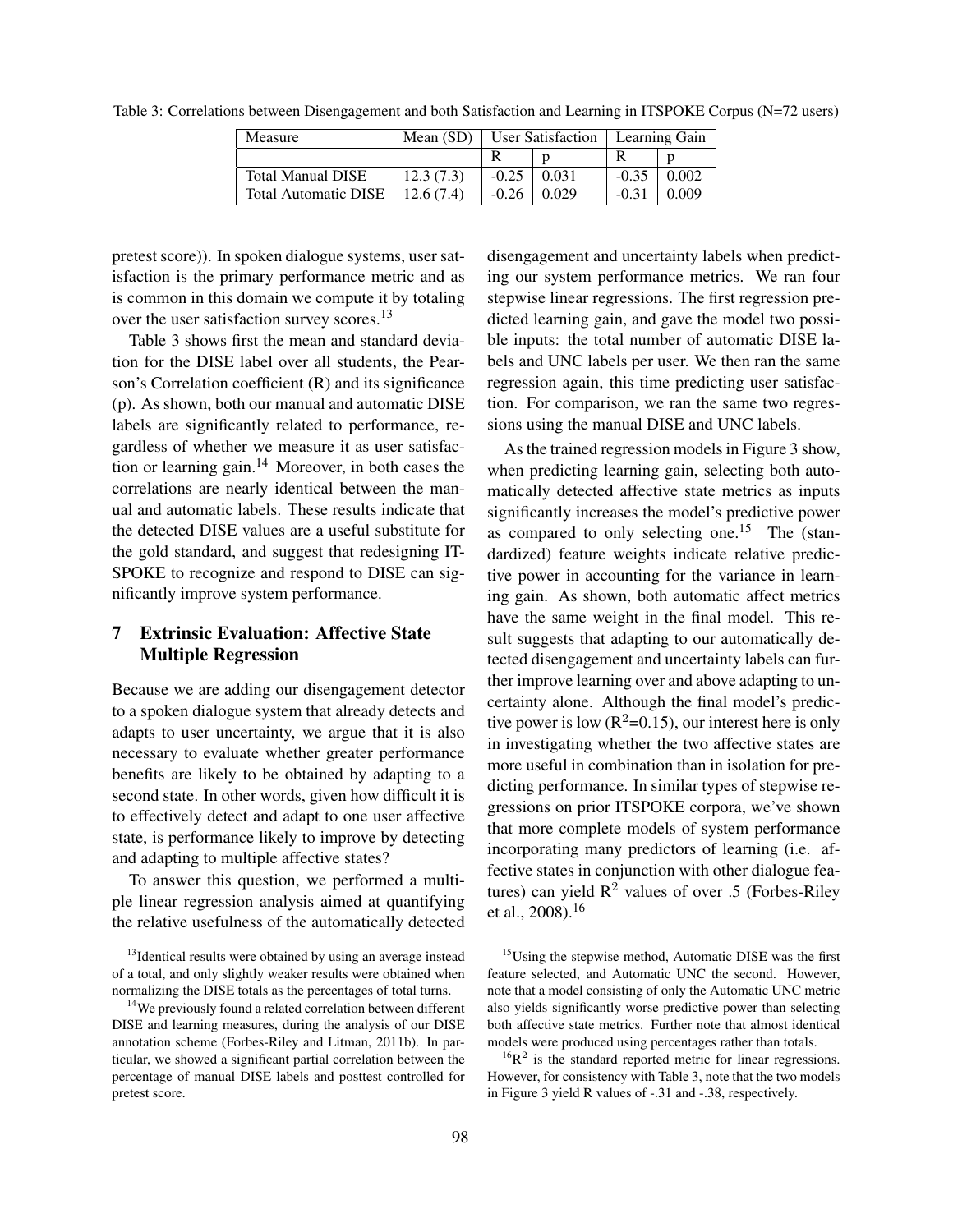Table 3: Correlations between Disengagement and both Satisfaction and Learning in ITSPOKE Corpus (N=72 users)

| Measure | Mean (SD) | User Satisfaction | | Learning Gain | |
|---|---|---|---|---|---|
| | | R | p | R | p |
| Total Manual DISE | 12.3 (7.3) | -0.25 | 0.031 | -0.35 | 0.002 |
| Total Automatic DISE | 12.6 (7.4) | -0.26 | 0.029 | -0.31 | 0.009 |

pretest score)). In spoken dialogue systems, user satisfaction is the primary performance metric and as is common in this domain we compute it by totaling over the user satisfaction survey scores.[13]

Table 3 shows first the mean and standard deviation for the DISE label over all students, the Pearson's Correlation coefficient (R) and its significance (p). As shown, both our manual and automatic DISE labels are significantly related to performance, regardless of whether we measure it as user satisfaction or learning gain.[14] Moreover, in both cases the correlations are nearly identical between the manual and automatic labels. These results indicate that the detected DISE values are a useful substitute for the gold standard, and suggest that redesigning ITSPOKE to recognize and respond to DISE can significantly improve system performance.

## 7 Extrinsic Evaluation: Affective State Multiple Regression

Because we are adding our disengagement detector to a spoken dialogue system that already detects and adapts to user uncertainty, we argue that it is also necessary to evaluate whether greater performance benefits are likely to be obtained by adapting to a second state. In other words, given how difficult it is to effectively detect and adapt to one user affective state, is performance likely to improve by detecting and adapting to multiple affective states?

To answer this question, we performed a multiple linear regression analysis aimed at quantifying the relative usefulness of the automatically detected disengagement and uncertainty labels when predicting our system performance metrics. We ran four stepwise linear regressions. The first regression predicted learning gain, and gave the model two possible inputs: the total number of automatic DISE labels and UNC labels per user. We then ran the same regression again, this time predicting user satisfaction. For comparison, we ran the same two regressions using the manual DISE and UNC labels.

As the trained regression models in Figure 3 show, when predicting learning gain, selecting both automatically detected affective state metrics as inputs significantly increases the model's predictive power as compared to only selecting one.[15] The (standardized) feature weights indicate relative predictive power in accounting for the variance in learning gain. As shown, both automatic affect metrics have the same weight in the final model. This result suggests that adapting to our automatically detected disengagement and uncertainty labels can further improve learning over and above adapting to uncertainty alone. Although the final model's predictive power is low ($R^2$=0.15), our interest here is only in investigating whether the two affective states are more useful in combination than in isolation for predicting performance. In similar types of stepwise regressions on prior ITSPOKE corpora, we've shown that more complete models of system performance incorporating many predictors of learning (i.e. affective states in conjunction with other dialogue features) can yield $R^2$ values of over .5 (Forbes-Riley et al., 2008).[16]

[13] Identical results were obtained by using an average instead of a total, and only slightly weaker results were obtained when normalizing the DISE totals as the percentages of total turns.

[14] We previously found a related correlation between different DISE and learning measures, during the analysis of our DISE annotation scheme (Forbes-Riley and Litman, 2011b). In particular, we showed a significant partial correlation between the percentage of manual DISE labels and posttest controlled for pretest score.

[15] Using the stepwise method, Automatic DISE was the first feature selected, and Automatic UNC the second. However, note that a model consisting of only the Automatic UNC metric also yields significantly worse predictive power than selecting both affective state metrics. Further note that almost identical models were produced using percentages rather than totals.

[16] $R^2$ is the standard reported metric for linear regressions. However, for consistency with Table 3, note that the two models in Figure 3 yield R values of -.31 and -.38, respectively.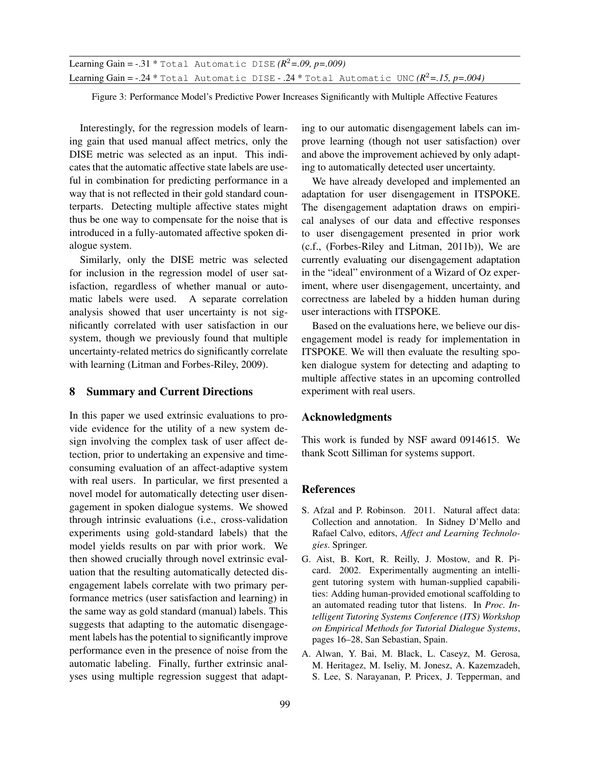Learning Gain = -.31 * `Total Automatic DISE` *($R^2$=.09, p=.009)*

Learning Gain = -.24 * `Total Automatic DISE` - .24 * `Total Automatic UNC` *($R^2$=.15, p=.004)*

Figure 3: Performance Model's Predictive Power Increases Significantly with Multiple Affective Features

Interestingly, for the regression models of learning gain that used manual affect metrics, only the DISE metric was selected as an input. This indicates that the automatic affective state labels are useful in combination for predicting performance in a way that is not reflected in their gold standard counterparts. Detecting multiple affective states might thus be one way to compensate for the noise that is introduced in a fully-automated affective spoken dialogue system.

Similarly, only the DISE metric was selected for inclusion in the regression model of user satisfaction, regardless of whether manual or automatic labels were used. A separate correlation analysis showed that user uncertainty is not significantly correlated with user satisfaction in our system, though we previously found that multiple uncertainty-related metrics do significantly correlate with learning (Litman and Forbes-Riley, 2009).

## 8 Summary and Current Directions

In this paper we used extrinsic evaluations to provide evidence for the utility of a new system design involving the complex task of user affect detection, prior to undertaking an expensive and time-consuming evaluation of an affect-adaptive system with real users. In particular, we first presented a novel model for automatically detecting user disengagement in spoken dialogue systems. We showed through intrinsic evaluations (i.e., cross-validation experiments using gold-standard labels) that the model yields results on par with prior work. We then showed crucially through novel extrinsic evaluation that the resulting automatically detected disengagement labels correlate with two primary performance metrics (user satisfaction and learning) in the same way as gold standard (manual) labels. This suggests that adapting to the automatic disengagement labels has the potential to significantly improve performance even in the presence of noise from the automatic labeling. Finally, further extrinsic analyses using multiple regression suggest that adapting to our automatic disengagement labels can improve learning (though not user satisfaction) over and above the improvement achieved by only adapting to automatically detected user uncertainty.

We have already developed and implemented an adaptation for user disengagement in ITSPOKE. The disengagement adaptation draws on empirical analyses of our data and effective responses to user disengagement presented in prior work (c.f., (Forbes-Riley and Litman, 2011b)), We are currently evaluating our disengagement adaptation in the "ideal" environment of a Wizard of Oz experiment, where user disengagement, uncertainty, and correctness are labeled by a hidden human during user interactions with ITSPOKE.

Based on the evaluations here, we believe our disengagement model is ready for implementation in ITSPOKE. We will then evaluate the resulting spoken dialogue system for detecting and adapting to multiple affective states in an upcoming controlled experiment with real users.

## Acknowledgments

This work is funded by NSF award 0914615. We thank Scott Silliman for systems support.

## References

S. Afzal and P. Robinson. 2011. Natural affect data: Collection and annotation. In Sidney D'Mello and Rafael Calvo, editors, *Affect and Learning Technologies*. Springer.

G. Aist, B. Kort, R. Reilly, J. Mostow, and R. Picard. 2002. Experimentally augmenting an intelligent tutoring system with human-supplied capabilities: Adding human-provided emotional scaffolding to an automated reading tutor that listens. In *Proc. Intelligent Tutoring Systems Conference (ITS) Workshop on Empirical Methods for Tutorial Dialogue Systems*, pages 16–28, San Sebastian, Spain.

A. Alwan, Y. Bai, M. Black, L. Caseyz, M. Gerosa, M. Heritagez, M. Iseliy, M. Jonesz, A. Kazemzadeh, S. Lee, S. Narayanan, P. Pricex, J. Tepperman, and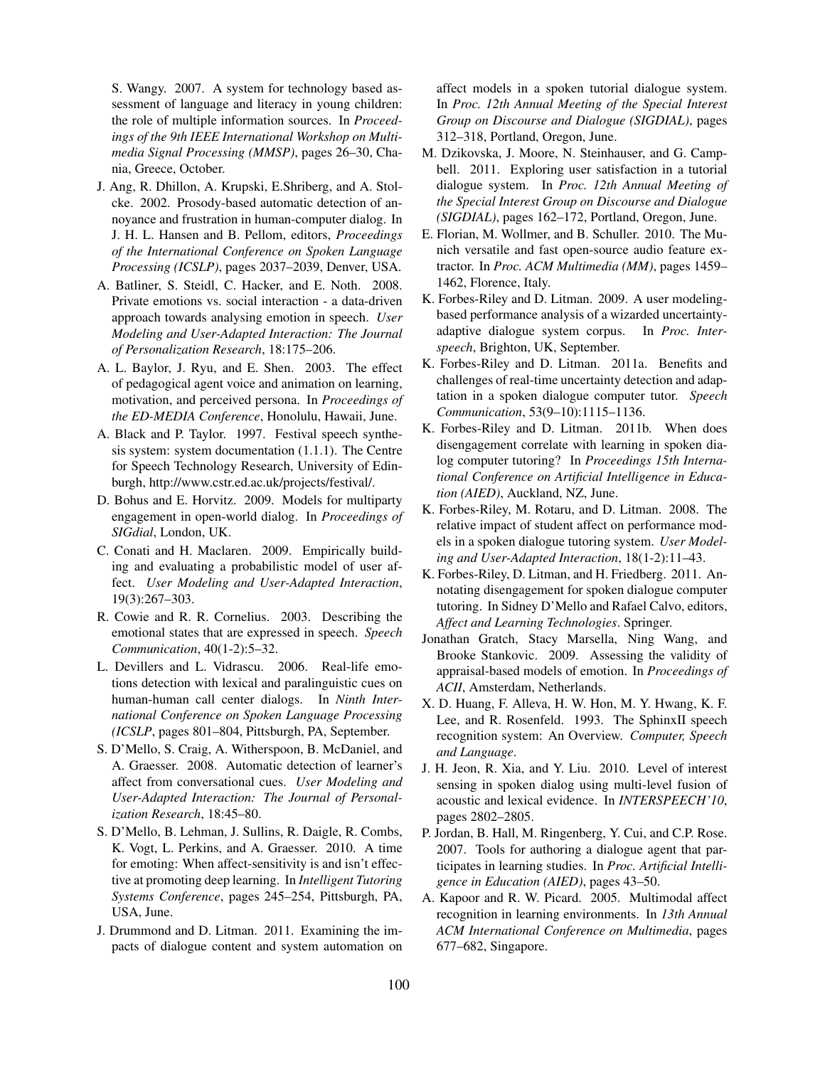S. Wangy. 2007. A system for technology based assessment of language and literacy in young children: the role of multiple information sources. In *Proceedings of the 9th IEEE International Workshop on Multimedia Signal Processing (MMSP)*, pages 26–30, Chania, Greece, October.

J. Ang, R. Dhillon, A. Krupski, E.Shriberg, and A. Stolcke. 2002. Prosody-based automatic detection of annoyance and frustration in human-computer dialog. In J. H. L. Hansen and B. Pellom, editors, *Proceedings of the International Conference on Spoken Language Processing (ICSLP)*, pages 2037–2039, Denver, USA.

A. Batliner, S. Steidl, C. Hacker, and E. Noth. 2008. Private emotions vs. social interaction - a data-driven approach towards analysing emotion in speech. *User Modeling and User-Adapted Interaction: The Journal of Personalization Research*, 18:175–206.

A. L. Baylor, J. Ryu, and E. Shen. 2003. The effect of pedagogical agent voice and animation on learning, motivation, and perceived persona. In *Proceedings of the ED-MEDIA Conference*, Honolulu, Hawaii, June.

A. Black and P. Taylor. 1997. Festival speech synthesis system: system documentation (1.1.1). The Centre for Speech Technology Research, University of Edinburgh, http://www.cstr.ed.ac.uk/projects/festival/.

D. Bohus and E. Horvitz. 2009. Models for multiparty engagement in open-world dialog. In *Proceedings of SIGdial*, London, UK.

C. Conati and H. Maclaren. 2009. Empirically building and evaluating a probabilistic model of user affect. *User Modeling and User-Adapted Interaction*, 19(3):267–303.

R. Cowie and R. R. Cornelius. 2003. Describing the emotional states that are expressed in speech. *Speech Communication*, 40(1-2):5–32.

L. Devillers and L. Vidrascu. 2006. Real-life emotions detection with lexical and paralinguistic cues on human-human call center dialogs. In *Ninth International Conference on Spoken Language Processing (ICSLP*, pages 801–804, Pittsburgh, PA, September.

S. D'Mello, S. Craig, A. Witherspoon, B. McDaniel, and A. Graesser. 2008. Automatic detection of learner's affect from conversational cues. *User Modeling and User-Adapted Interaction: The Journal of Personalization Research*, 18:45–80.

S. D'Mello, B. Lehman, J. Sullins, R. Daigle, R. Combs, K. Vogt, L. Perkins, and A. Graesser. 2010. A time for emoting: When affect-sensitivity is and isn't effective at promoting deep learning. In *Intelligent Tutoring Systems Conference*, pages 245–254, Pittsburgh, PA, USA, June.

J. Drummond and D. Litman. 2011. Examining the impacts of dialogue content and system automation on affect models in a spoken tutorial dialogue system. In *Proc. 12th Annual Meeting of the Special Interest Group on Discourse and Dialogue (SIGDIAL)*, pages 312–318, Portland, Oregon, June.

M. Dzikovska, J. Moore, N. Steinhauser, and G. Campbell. 2011. Exploring user satisfaction in a tutorial dialogue system. In *Proc. 12th Annual Meeting of the Special Interest Group on Discourse and Dialogue (SIGDIAL)*, pages 162–172, Portland, Oregon, June.

E. Florian, M. Wollmer, and B. Schuller. 2010. The Munich versatile and fast open-source audio feature extractor. In *Proc. ACM Multimedia (MM)*, pages 1459–1462, Florence, Italy.

K. Forbes-Riley and D. Litman. 2009. A user modeling-based performance analysis of a wizarded uncertainty-adaptive dialogue system corpus. In *Proc. Interspeech*, Brighton, UK, September.

K. Forbes-Riley and D. Litman. 2011a. Benefits and challenges of real-time uncertainty detection and adaptation in a spoken dialogue computer tutor. *Speech Communication*, 53(9–10):1115–1136.

K. Forbes-Riley and D. Litman. 2011b. When does disengagement correlate with learning in spoken dialog computer tutoring? In *Proceedings 15th International Conference on Artificial Intelligence in Education (AIED)*, Auckland, NZ, June.

K. Forbes-Riley, M. Rotaru, and D. Litman. 2008. The relative impact of student affect on performance models in a spoken dialogue tutoring system. *User Modeling and User-Adapted Interaction*, 18(1-2):11–43.

K. Forbes-Riley, D. Litman, and H. Friedberg. 2011. Annotating disengagement for spoken dialogue computer tutoring. In Sidney D'Mello and Rafael Calvo, editors, *Affect and Learning Technologies*. Springer.

Jonathan Gratch, Stacy Marsella, Ning Wang, and Brooke Stankovic. 2009. Assessing the validity of appraisal-based models of emotion. In *Proceedings of ACII*, Amsterdam, Netherlands.

X. D. Huang, F. Alleva, H. W. Hon, M. Y. Hwang, K. F. Lee, and R. Rosenfeld. 1993. The SphinxII speech recognition system: An Overview. *Computer, Speech and Language*.

J. H. Jeon, R. Xia, and Y. Liu. 2010. Level of interest sensing in spoken dialog using multi-level fusion of acoustic and lexical evidence. In *INTERSPEECH'10*, pages 2802–2805.

P. Jordan, B. Hall, M. Ringenberg, Y. Cui, and C.P. Rose. 2007. Tools for authoring a dialogue agent that participates in learning studies. In *Proc. Artificial Intelligence in Education (AIED)*, pages 43–50.

A. Kapoor and R. W. Picard. 2005. Multimodal affect recognition in learning environments. In *13th Annual ACM International Conference on Multimedia*, pages 677–682, Singapore.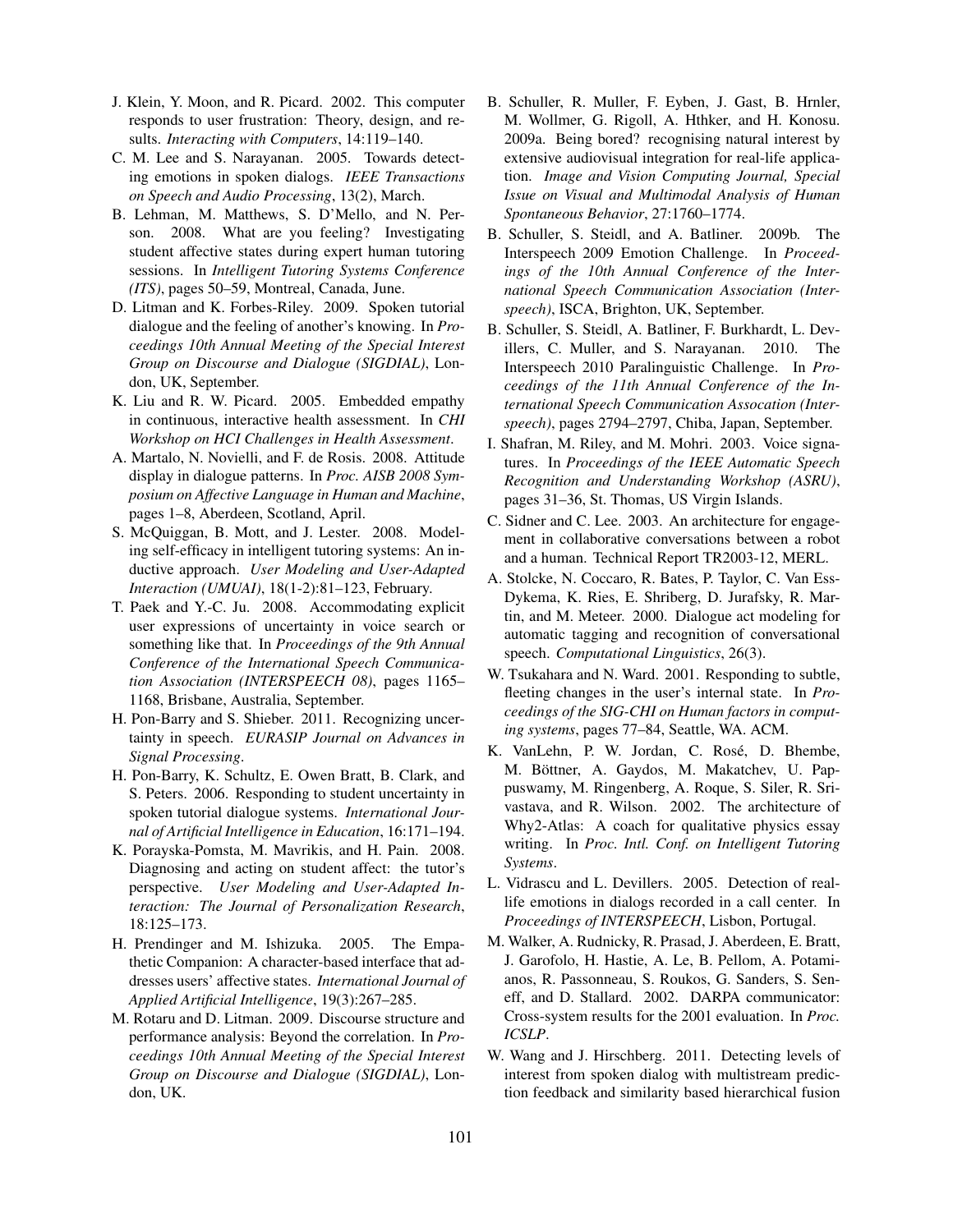J. Klein, Y. Moon, and R. Picard. 2002. This computer responds to user frustration: Theory, design, and results. *Interacting with Computers*, 14:119–140.

C. M. Lee and S. Narayanan. 2005. Towards detecting emotions in spoken dialogs. *IEEE Transactions on Speech and Audio Processing*, 13(2), March.

B. Lehman, M. Matthews, S. D'Mello, and N. Person. 2008. What are you feeling? Investigating student affective states during expert human tutoring sessions. In *Intelligent Tutoring Systems Conference (ITS)*, pages 50–59, Montreal, Canada, June.

D. Litman and K. Forbes-Riley. 2009. Spoken tutorial dialogue and the feeling of another's knowing. In *Proceedings 10th Annual Meeting of the Special Interest Group on Discourse and Dialogue (SIGDIAL)*, London, UK, September.

K. Liu and R. W. Picard. 2005. Embedded empathy in continuous, interactive health assessment. In *CHI Workshop on HCI Challenges in Health Assessment*.

A. Martalo, N. Novielli, and F. de Rosis. 2008. Attitude display in dialogue patterns. In *Proc. AISB 2008 Symposium on Affective Language in Human and Machine*, pages 1–8, Aberdeen, Scotland, April.

S. McQuiggan, B. Mott, and J. Lester. 2008. Modeling self-efficacy in intelligent tutoring systems: An inductive approach. *User Modeling and User-Adapted Interaction (UMUAI)*, 18(1-2):81–123, February.

T. Paek and Y.-C. Ju. 2008. Accommodating explicit user expressions of uncertainty in voice search or something like that. In *Proceedings of the 9th Annual Conference of the International Speech Communication Association (INTERSPEECH 08)*, pages 1165–1168, Brisbane, Australia, September.

H. Pon-Barry and S. Shieber. 2011. Recognizing uncertainty in speech. *EURASIP Journal on Advances in Signal Processing*.

H. Pon-Barry, K. Schultz, E. Owen Bratt, B. Clark, and S. Peters. 2006. Responding to student uncertainty in spoken tutorial dialogue systems. *International Journal of Artificial Intelligence in Education*, 16:171–194.

K. Porayska-Pomsta, M. Mavrikis, and H. Pain. 2008. Diagnosing and acting on student affect: the tutor's perspective. *User Modeling and User-Adapted Interaction: The Journal of Personalization Research*, 18:125–173.

H. Prendinger and M. Ishizuka. 2005. The Empathetic Companion: A character-based interface that addresses users' affective states. *International Journal of Applied Artificial Intelligence*, 19(3):267–285.

M. Rotaru and D. Litman. 2009. Discourse structure and performance analysis: Beyond the correlation. In *Proceedings 10th Annual Meeting of the Special Interest Group on Discourse and Dialogue (SIGDIAL)*, London, UK.

B. Schuller, R. Muller, F. Eyben, J. Gast, B. Hrnler, M. Wollmer, G. Rigoll, A. Hthker, and H. Konosu. 2009a. Being bored? recognising natural interest by extensive audiovisual integration for real-life application. *Image and Vision Computing Journal, Special Issue on Visual and Multimodal Analysis of Human Spontaneous Behavior*, 27:1760–1774.

B. Schuller, S. Steidl, and A. Batliner. 2009b. The Interspeech 2009 Emotion Challenge. In *Proceedings of the 10th Annual Conference of the International Speech Communication Association (Interspeech)*, ISCA, Brighton, UK, September.

B. Schuller, S. Steidl, A. Batliner, F. Burkhardt, L. Devillers, C. Muller, and S. Narayanan. 2010. The Interspeech 2010 Paralinguistic Challenge. In *Proceedings of the 11th Annual Conference of the International Speech Communication Assocation (Interspeech)*, pages 2794–2797, Chiba, Japan, September.

I. Shafran, M. Riley, and M. Mohri. 2003. Voice signatures. In *Proceedings of the IEEE Automatic Speech Recognition and Understanding Workshop (ASRU)*, pages 31–36, St. Thomas, US Virgin Islands.

C. Sidner and C. Lee. 2003. An architecture for engagement in collaborative conversations between a robot and a human. Technical Report TR2003-12, MERL.

A. Stolcke, N. Coccaro, R. Bates, P. Taylor, C. Van Ess-Dykema, K. Ries, E. Shriberg, D. Jurafsky, R. Martin, and M. Meteer. 2000. Dialogue act modeling for automatic tagging and recognition of conversational speech. *Computational Linguistics*, 26(3).

W. Tsukahara and N. Ward. 2001. Responding to subtle, fleeting changes in the user's internal state. In *Proceedings of the SIG-CHI on Human factors in computing systems*, pages 77–84, Seattle, WA. ACM.

K. VanLehn, P. W. Jordan, C. Rosé, D. Bhembe, M. Böttner, A. Gaydos, M. Makatchev, U. Pappuswamy, M. Ringenberg, A. Roque, S. Siler, R. Srivastava, and R. Wilson. 2002. The architecture of Why2-Atlas: A coach for qualitative physics essay writing. In *Proc. Intl. Conf. on Intelligent Tutoring Systems*.

L. Vidrascu and L. Devillers. 2005. Detection of real-life emotions in dialogs recorded in a call center. In *Proceedings of INTERSPEECH*, Lisbon, Portugal.

M. Walker, A. Rudnicky, R. Prasad, J. Aberdeen, E. Bratt, J. Garofolo, H. Hastie, A. Le, B. Pellom, A. Potamianos, R. Passonneau, S. Roukos, G. Sanders, S. Seneff, and D. Stallard. 2002. DARPA communicator: Cross-system results for the 2001 evaluation. In *Proc. ICSLP*.

W. Wang and J. Hirschberg. 2011. Detecting levels of interest from spoken dialog with multistream prediction feedback and similarity based hierarchical fusion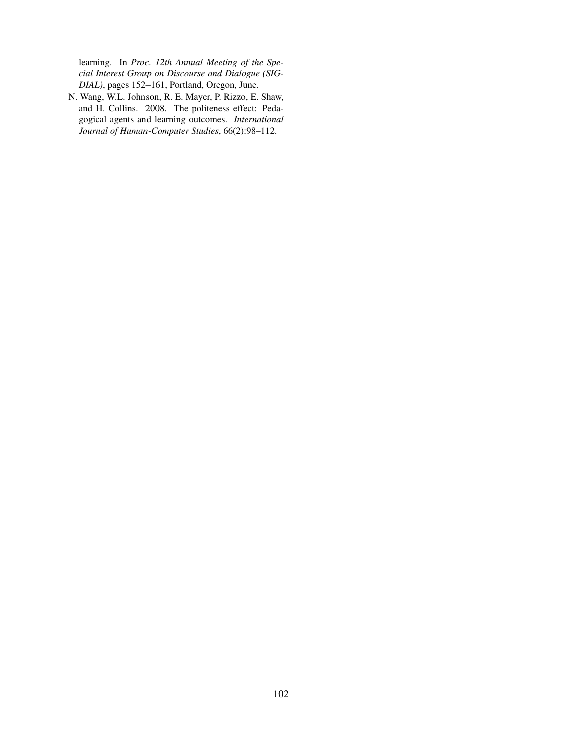learning. In *Proc. 12th Annual Meeting of the Special Interest Group on Discourse and Dialogue (SIGDIAL)*, pages 152–161, Portland, Oregon, June.

N. Wang, W.L. Johnson, R. E. Mayer, P. Rizzo, E. Shaw, and H. Collins. 2008. The politeness effect: Pedagogical agents and learning outcomes. *International Journal of Human-Computer Studies*, 66(2):98–112.